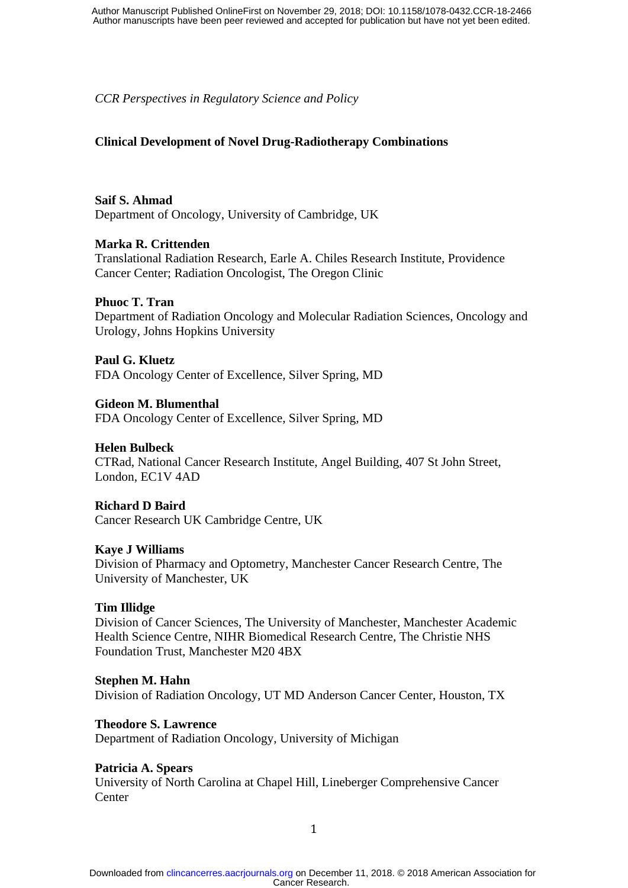*CCR Perspectives in Regulatory Science and Policy*

# Clinical Development of Novel Drug-Radiotherapy Combinations

**Saif S. Ahmad**
Department of Oncology, University of Cambridge, UK

**Marka R. Crittenden**
Translational Radiation Research, Earle A. Chiles Research Institute, Providence Cancer Center; Radiation Oncologist, The Oregon Clinic

**Phuoc T. Tran**
Department of Radiation Oncology and Molecular Radiation Sciences, Oncology and Urology, Johns Hopkins University

**Paul G. Kluetz**
FDA Oncology Center of Excellence, Silver Spring, MD

**Gideon M. Blumenthal**
FDA Oncology Center of Excellence, Silver Spring, MD

**Helen Bulbeck**
CTRad, National Cancer Research Institute, Angel Building, 407 St John Street, London, EC1V 4AD

**Richard D Baird**
Cancer Research UK Cambridge Centre, UK

**Kaye J Williams**
Division of Pharmacy and Optometry, Manchester Cancer Research Centre, The University of Manchester, UK

**Tim Illidge**
Division of Cancer Sciences, The University of Manchester, Manchester Academic Health Science Centre, NIHR Biomedical Research Centre, The Christie NHS Foundation Trust, Manchester M20 4BX

**Stephen M. Hahn**
Division of Radiation Oncology, UT MD Anderson Cancer Center, Houston, TX

**Theodore S. Lawrence**
Department of Radiation Oncology, University of Michigan

**Patricia A. Spears**
University of North Carolina at Chapel Hill, Lineberger Comprehensive Cancer Center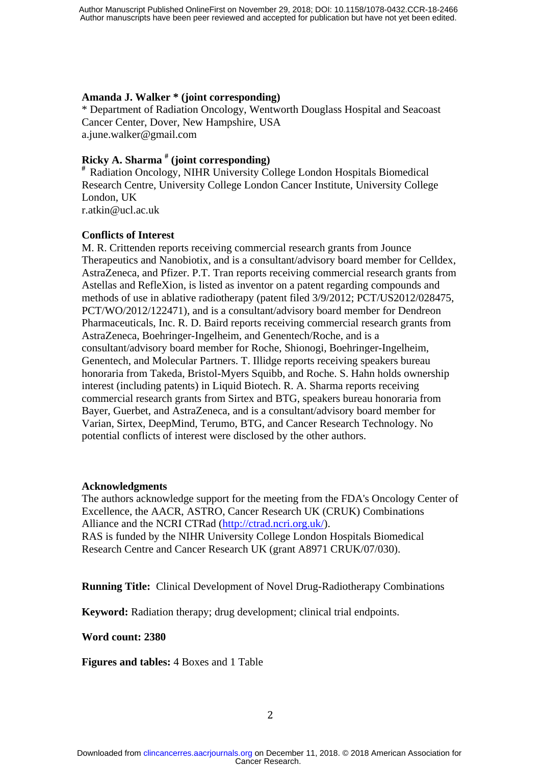**Amanda J. Walker * (joint corresponding)**
* Department of Radiation Oncology, Wentworth Douglass Hospital and Seacoast Cancer Center, Dover, New Hampshire, USA
a.june.walker@gmail.com

**Ricky A. Sharma # (joint corresponding)**
# Radiation Oncology, NIHR University College London Hospitals Biomedical Research Centre, University College London Cancer Institute, University College London, UK
r.atkin@ucl.ac.uk

**Conflicts of Interest**

M. R. Crittenden reports receiving commercial research grants from Jounce Therapeutics and Nanobiotix, and is a consultant/advisory board member for Celldex, AstraZeneca, and Pfizer. P.T. Tran reports receiving commercial research grants from Astellas and RefleXion, is listed as inventor on a patent regarding compounds and methods of use in ablative radiotherapy (patent filed 3/9/2012; PCT/US2012/028475, PCT/WO/2012/122471), and is a consultant/advisory board member for Dendreon Pharmaceuticals, Inc. R. D. Baird reports receiving commercial research grants from AstraZeneca, Boehringer-Ingelheim, and Genentech/Roche, and is a consultant/advisory board member for Roche, Shionogi, Boehringer-Ingelheim, Genentech, and Molecular Partners. T. Illidge reports receiving speakers bureau honoraria from Takeda, Bristol-Myers Squibb, and Roche. S. Hahn holds ownership interest (including patents) in Liquid Biotech. R. A. Sharma reports receiving commercial research grants from Sirtex and BTG, speakers bureau honoraria from Bayer, Guerbet, and AstraZeneca, and is a consultant/advisory board member for Varian, Sirtex, DeepMind, Terumo, BTG, and Cancer Research Technology. No potential conflicts of interest were disclosed by the other authors.

**Acknowledgments**

The authors acknowledge support for the meeting from the FDA's Oncology Center of Excellence, the AACR, ASTRO, Cancer Research UK (CRUK) Combinations Alliance and the NCRI CTRad (http://ctrad.ncri.org.uk/).
RAS is funded by the NIHR University College London Hospitals Biomedical Research Centre and Cancer Research UK (grant A8971 CRUK/07/030).

**Running Title:** Clinical Development of Novel Drug-Radiotherapy Combinations

**Keyword:** Radiation therapy; drug development; clinical trial endpoints.

**Word count: 2380**

**Figures and tables:** 4 Boxes and 1 Table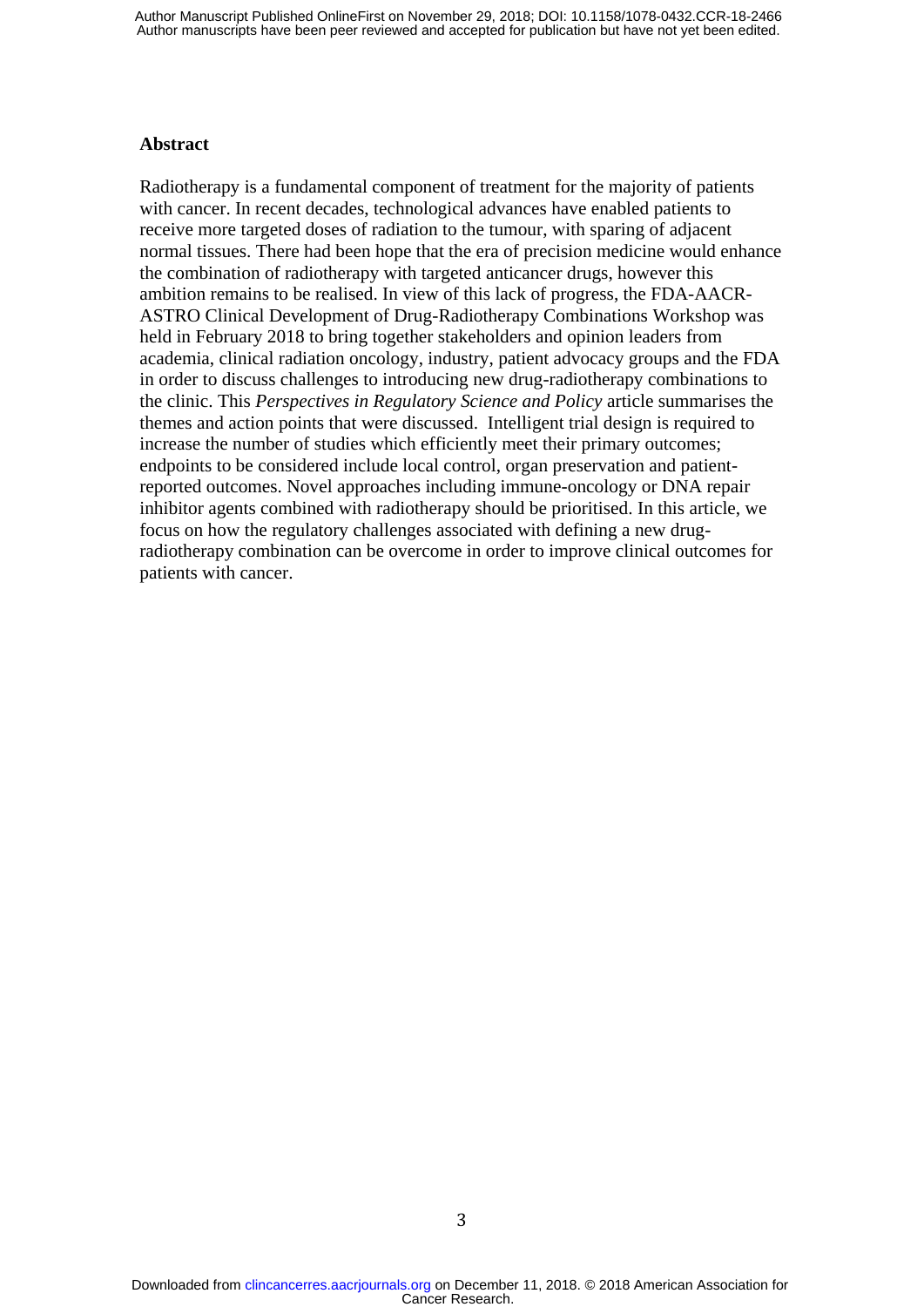## Abstract

Radiotherapy is a fundamental component of treatment for the majority of patients with cancer. In recent decades, technological advances have enabled patients to receive more targeted doses of radiation to the tumour, with sparing of adjacent normal tissues. There had been hope that the era of precision medicine would enhance the combination of radiotherapy with targeted anticancer drugs, however this ambition remains to be realised. In view of this lack of progress, the FDA-AACR-ASTRO Clinical Development of Drug-Radiotherapy Combinations Workshop was held in February 2018 to bring together stakeholders and opinion leaders from academia, clinical radiation oncology, industry, patient advocacy groups and the FDA in order to discuss challenges to introducing new drug-radiotherapy combinations to the clinic. This *Perspectives in Regulatory Science and Policy* article summarises the themes and action points that were discussed. Intelligent trial design is required to increase the number of studies which efficiently meet their primary outcomes; endpoints to be considered include local control, organ preservation and patient-reported outcomes. Novel approaches including immune-oncology or DNA repair inhibitor agents combined with radiotherapy should be prioritised. In this article, we focus on how the regulatory challenges associated with defining a new drug-radiotherapy combination can be overcome in order to improve clinical outcomes for patients with cancer.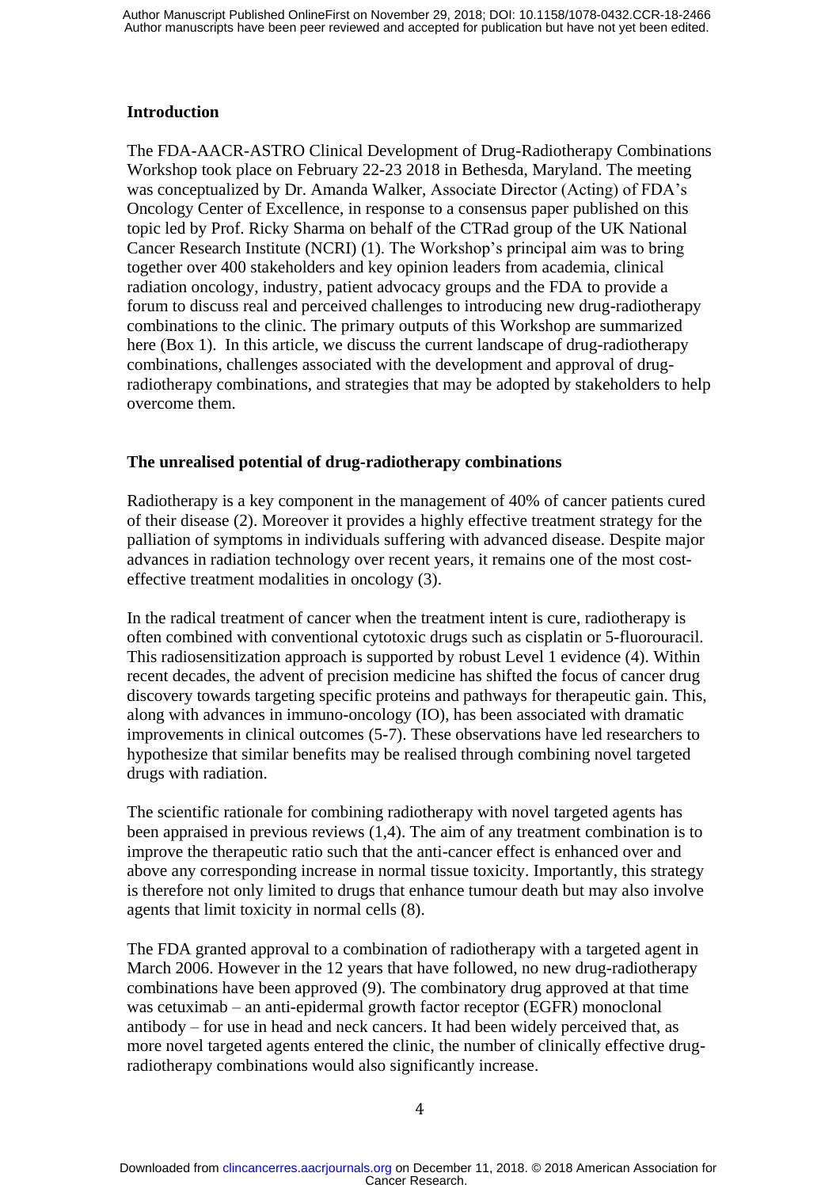## Introduction

The FDA-AACR-ASTRO Clinical Development of Drug-Radiotherapy Combinations Workshop took place on February 22-23 2018 in Bethesda, Maryland. The meeting was conceptualized by Dr. Amanda Walker, Associate Director (Acting) of FDA's Oncology Center of Excellence, in response to a consensus paper published on this topic led by Prof. Ricky Sharma on behalf of the CTRad group of the UK National Cancer Research Institute (NCRI) (1). The Workshop's principal aim was to bring together over 400 stakeholders and key opinion leaders from academia, clinical radiation oncology, industry, patient advocacy groups and the FDA to provide a forum to discuss real and perceived challenges to introducing new drug-radiotherapy combinations to the clinic. The primary outputs of this Workshop are summarized here (Box 1). In this article, we discuss the current landscape of drug-radiotherapy combinations, challenges associated with the development and approval of drug-radiotherapy combinations, and strategies that may be adopted by stakeholders to help overcome them.

## The unrealised potential of drug-radiotherapy combinations

Radiotherapy is a key component in the management of 40% of cancer patients cured of their disease (2). Moreover it provides a highly effective treatment strategy for the palliation of symptoms in individuals suffering with advanced disease. Despite major advances in radiation technology over recent years, it remains one of the most cost-effective treatment modalities in oncology (3).

In the radical treatment of cancer when the treatment intent is cure, radiotherapy is often combined with conventional cytotoxic drugs such as cisplatin or 5-fluorouracil. This radiosensitization approach is supported by robust Level 1 evidence (4). Within recent decades, the advent of precision medicine has shifted the focus of cancer drug discovery towards targeting specific proteins and pathways for therapeutic gain. This, along with advances in immuno-oncology (IO), has been associated with dramatic improvements in clinical outcomes (5-7). These observations have led researchers to hypothesize that similar benefits may be realised through combining novel targeted drugs with radiation.

The scientific rationale for combining radiotherapy with novel targeted agents has been appraised in previous reviews (1,4). The aim of any treatment combination is to improve the therapeutic ratio such that the anti-cancer effect is enhanced over and above any corresponding increase in normal tissue toxicity. Importantly, this strategy is therefore not only limited to drugs that enhance tumour death but may also involve agents that limit toxicity in normal cells (8).

The FDA granted approval to a combination of radiotherapy with a targeted agent in March 2006. However in the 12 years that have followed, no new drug-radiotherapy combinations have been approved (9). The combinatory drug approved at that time was cetuximab – an anti-epidermal growth factor receptor (EGFR) monoclonal antibody – for use in head and neck cancers. It had been widely perceived that, as more novel targeted agents entered the clinic, the number of clinically effective drug-radiotherapy combinations would also significantly increase.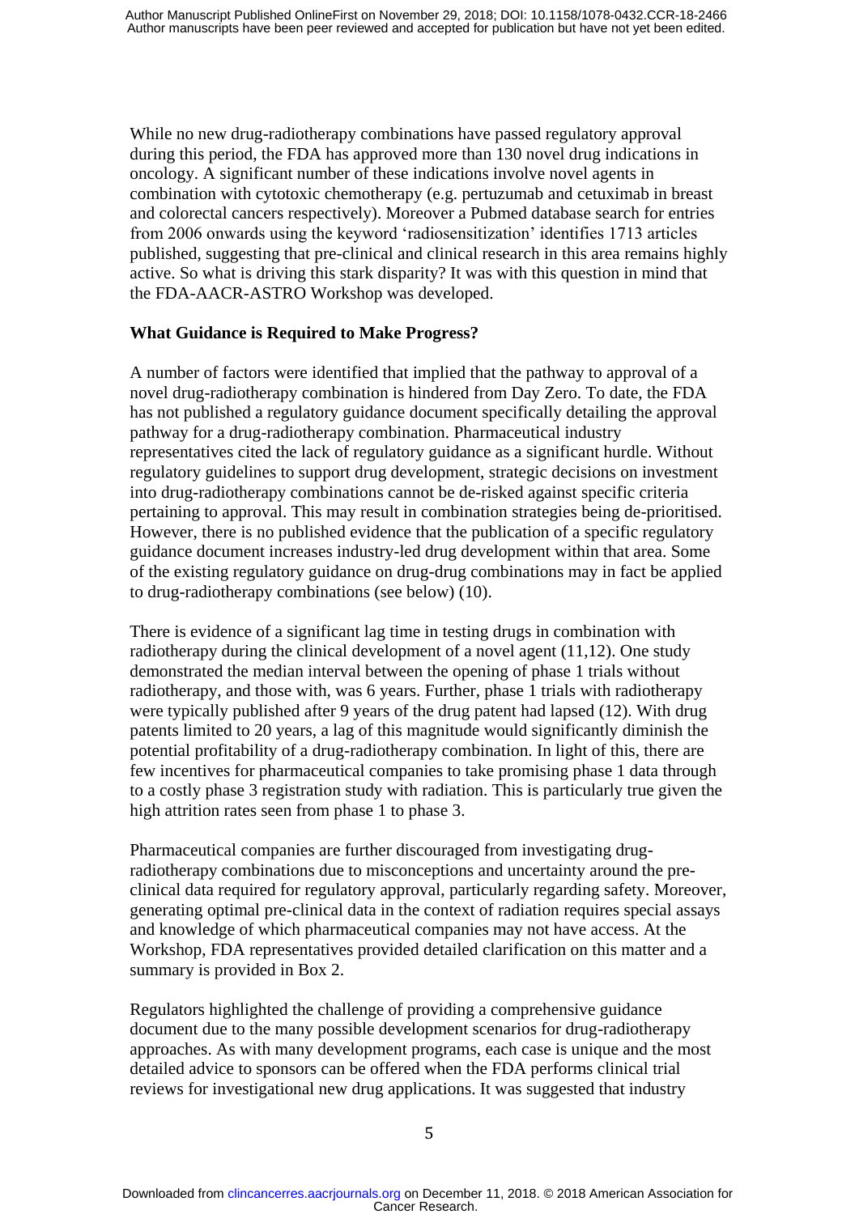While no new drug-radiotherapy combinations have passed regulatory approval during this period, the FDA has approved more than 130 novel drug indications in oncology. A significant number of these indications involve novel agents in combination with cytotoxic chemotherapy (e.g. pertuzumab and cetuximab in breast and colorectal cancers respectively). Moreover a Pubmed database search for entries from 2006 onwards using the keyword 'radiosensitization' identifies 1713 articles published, suggesting that pre-clinical and clinical research in this area remains highly active. So what is driving this stark disparity? It was with this question in mind that the FDA-AACR-ASTRO Workshop was developed.

**What Guidance is Required to Make Progress?**

A number of factors were identified that implied that the pathway to approval of a novel drug-radiotherapy combination is hindered from Day Zero. To date, the FDA has not published a regulatory guidance document specifically detailing the approval pathway for a drug-radiotherapy combination. Pharmaceutical industry representatives cited the lack of regulatory guidance as a significant hurdle. Without regulatory guidelines to support drug development, strategic decisions on investment into drug-radiotherapy combinations cannot be de-risked against specific criteria pertaining to approval. This may result in combination strategies being de-prioritised. However, there is no published evidence that the publication of a specific regulatory guidance document increases industry-led drug development within that area. Some of the existing regulatory guidance on drug-drug combinations may in fact be applied to drug-radiotherapy combinations (see below) (10).

There is evidence of a significant lag time in testing drugs in combination with radiotherapy during the clinical development of a novel agent (11,12). One study demonstrated the median interval between the opening of phase 1 trials without radiotherapy, and those with, was 6 years. Further, phase 1 trials with radiotherapy were typically published after 9 years of the drug patent had lapsed (12). With drug patents limited to 20 years, a lag of this magnitude would significantly diminish the potential profitability of a drug-radiotherapy combination. In light of this, there are few incentives for pharmaceutical companies to take promising phase 1 data through to a costly phase 3 registration study with radiation. This is particularly true given the high attrition rates seen from phase 1 to phase 3.

Pharmaceutical companies are further discouraged from investigating drug-radiotherapy combinations due to misconceptions and uncertainty around the pre-clinical data required for regulatory approval, particularly regarding safety. Moreover, generating optimal pre-clinical data in the context of radiation requires special assays and knowledge of which pharmaceutical companies may not have access. At the Workshop, FDA representatives provided detailed clarification on this matter and a summary is provided in Box 2.

Regulators highlighted the challenge of providing a comprehensive guidance document due to the many possible development scenarios for drug-radiotherapy approaches. As with many development programs, each case is unique and the most detailed advice to sponsors can be offered when the FDA performs clinical trial reviews for investigational new drug applications. It was suggested that industry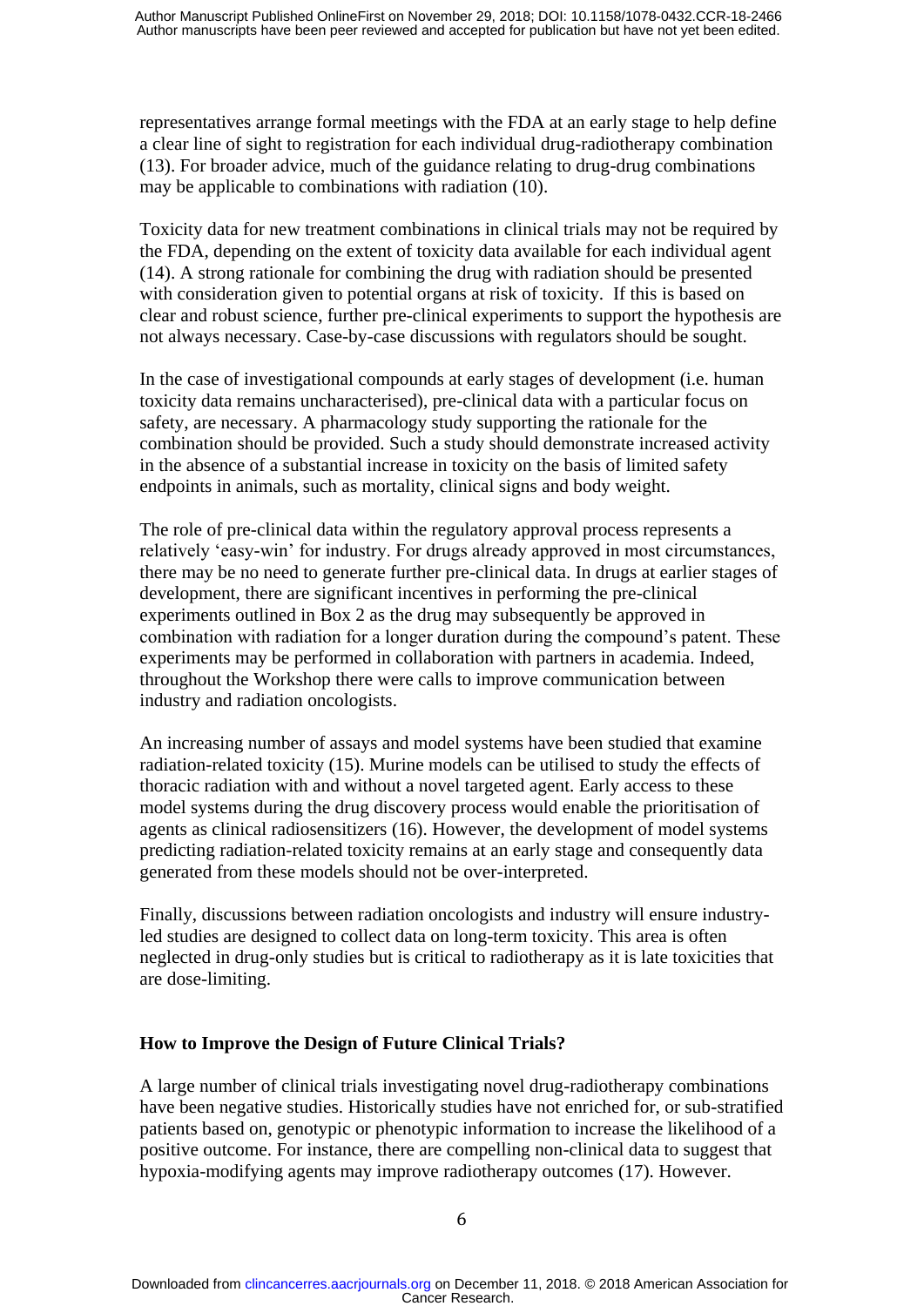representatives arrange formal meetings with the FDA at an early stage to help define a clear line of sight to registration for each individual drug-radiotherapy combination (13). For broader advice, much of the guidance relating to drug-drug combinations may be applicable to combinations with radiation (10).

Toxicity data for new treatment combinations in clinical trials may not be required by the FDA, depending on the extent of toxicity data available for each individual agent (14). A strong rationale for combining the drug with radiation should be presented with consideration given to potential organs at risk of toxicity. If this is based on clear and robust science, further pre-clinical experiments to support the hypothesis are not always necessary. Case-by-case discussions with regulators should be sought.

In the case of investigational compounds at early stages of development (i.e. human toxicity data remains uncharacterised), pre-clinical data with a particular focus on safety, are necessary. A pharmacology study supporting the rationale for the combination should be provided. Such a study should demonstrate increased activity in the absence of a substantial increase in toxicity on the basis of limited safety endpoints in animals, such as mortality, clinical signs and body weight.

The role of pre-clinical data within the regulatory approval process represents a relatively 'easy-win' for industry. For drugs already approved in most circumstances, there may be no need to generate further pre-clinical data. In drugs at earlier stages of development, there are significant incentives in performing the pre-clinical experiments outlined in Box 2 as the drug may subsequently be approved in combination with radiation for a longer duration during the compound's patent. These experiments may be performed in collaboration with partners in academia. Indeed, throughout the Workshop there were calls to improve communication between industry and radiation oncologists.

An increasing number of assays and model systems have been studied that examine radiation-related toxicity (15). Murine models can be utilised to study the effects of thoracic radiation with and without a novel targeted agent. Early access to these model systems during the drug discovery process would enable the prioritisation of agents as clinical radiosensitizers (16). However, the development of model systems predicting radiation-related toxicity remains at an early stage and consequently data generated from these models should not be over-interpreted.

Finally, discussions between radiation oncologists and industry will ensure industry-led studies are designed to collect data on long-term toxicity. This area is often neglected in drug-only studies but is critical to radiotherapy as it is late toxicities that are dose-limiting.

## How to Improve the Design of Future Clinical Trials?

A large number of clinical trials investigating novel drug-radiotherapy combinations have been negative studies. Historically studies have not enriched for, or sub-stratified patients based on, genotypic or phenotypic information to increase the likelihood of a positive outcome. For instance, there are compelling non-clinical data to suggest that hypoxia-modifying agents may improve radiotherapy outcomes (17). However.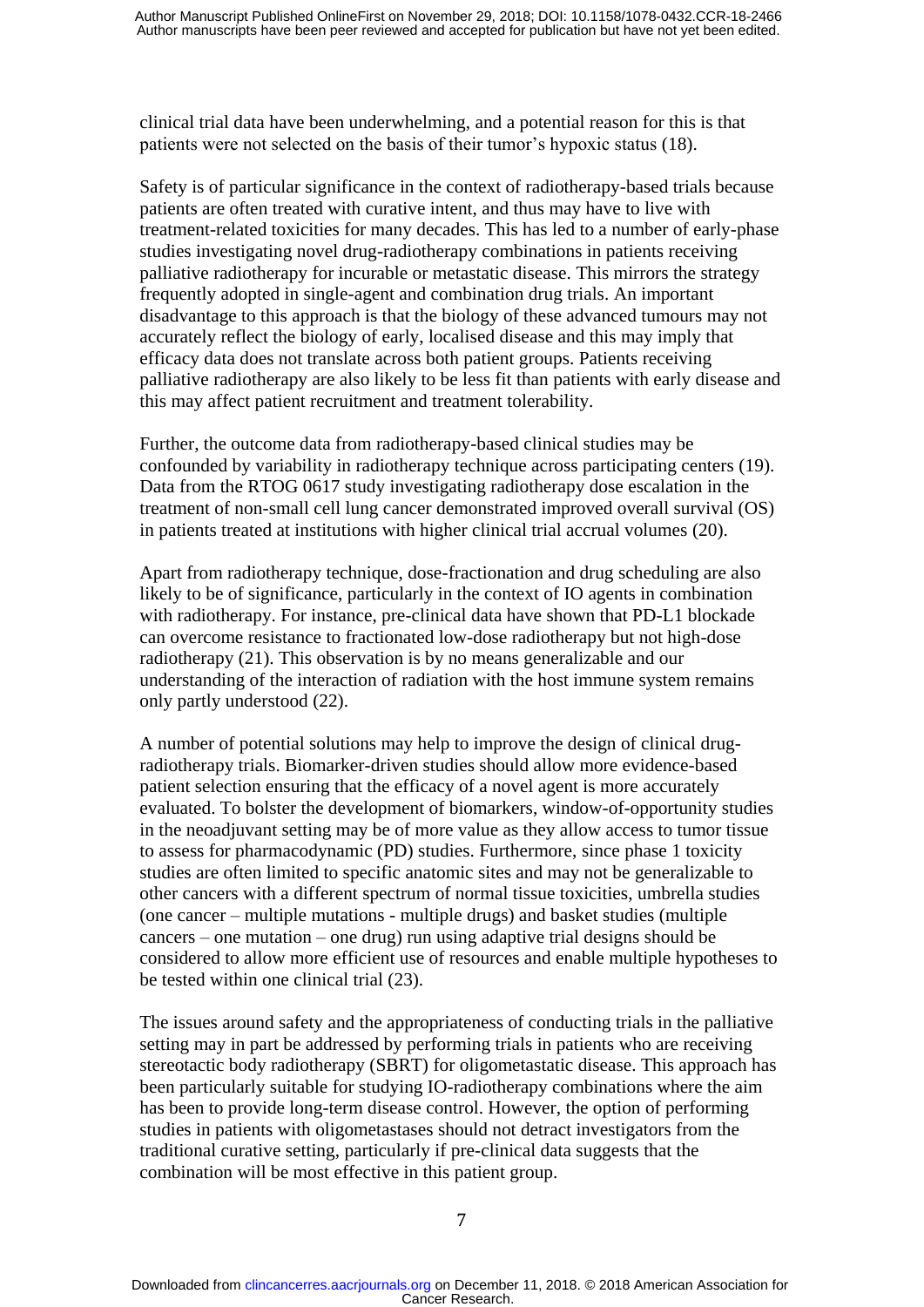clinical trial data have been underwhelming, and a potential reason for this is that patients were not selected on the basis of their tumor's hypoxic status (18).

Safety is of particular significance in the context of radiotherapy-based trials because patients are often treated with curative intent, and thus may have to live with treatment-related toxicities for many decades. This has led to a number of early-phase studies investigating novel drug-radiotherapy combinations in patients receiving palliative radiotherapy for incurable or metastatic disease. This mirrors the strategy frequently adopted in single-agent and combination drug trials. An important disadvantage to this approach is that the biology of these advanced tumours may not accurately reflect the biology of early, localised disease and this may imply that efficacy data does not translate across both patient groups. Patients receiving palliative radiotherapy are also likely to be less fit than patients with early disease and this may affect patient recruitment and treatment tolerability.

Further, the outcome data from radiotherapy-based clinical studies may be confounded by variability in radiotherapy technique across participating centers (19). Data from the RTOG 0617 study investigating radiotherapy dose escalation in the treatment of non-small cell lung cancer demonstrated improved overall survival (OS) in patients treated at institutions with higher clinical trial accrual volumes (20).

Apart from radiotherapy technique, dose-fractionation and drug scheduling are also likely to be of significance, particularly in the context of IO agents in combination with radiotherapy. For instance, pre-clinical data have shown that PD-L1 blockade can overcome resistance to fractionated low-dose radiotherapy but not high-dose radiotherapy (21). This observation is by no means generalizable and our understanding of the interaction of radiation with the host immune system remains only partly understood (22).

A number of potential solutions may help to improve the design of clinical drug-radiotherapy trials. Biomarker-driven studies should allow more evidence-based patient selection ensuring that the efficacy of a novel agent is more accurately evaluated. To bolster the development of biomarkers, window-of-opportunity studies in the neoadjuvant setting may be of more value as they allow access to tumor tissue to assess for pharmacodynamic (PD) studies. Furthermore, since phase 1 toxicity studies are often limited to specific anatomic sites and may not be generalizable to other cancers with a different spectrum of normal tissue toxicities, umbrella studies (one cancer – multiple mutations - multiple drugs) and basket studies (multiple cancers – one mutation – one drug) run using adaptive trial designs should be considered to allow more efficient use of resources and enable multiple hypotheses to be tested within one clinical trial (23).

The issues around safety and the appropriateness of conducting trials in the palliative setting may in part be addressed by performing trials in patients who are receiving stereotactic body radiotherapy (SBRT) for oligometastatic disease. This approach has been particularly suitable for studying IO-radiotherapy combinations where the aim has been to provide long-term disease control. However, the option of performing studies in patients with oligometastases should not detract investigators from the traditional curative setting, particularly if pre-clinical data suggests that the combination will be most effective in this patient group.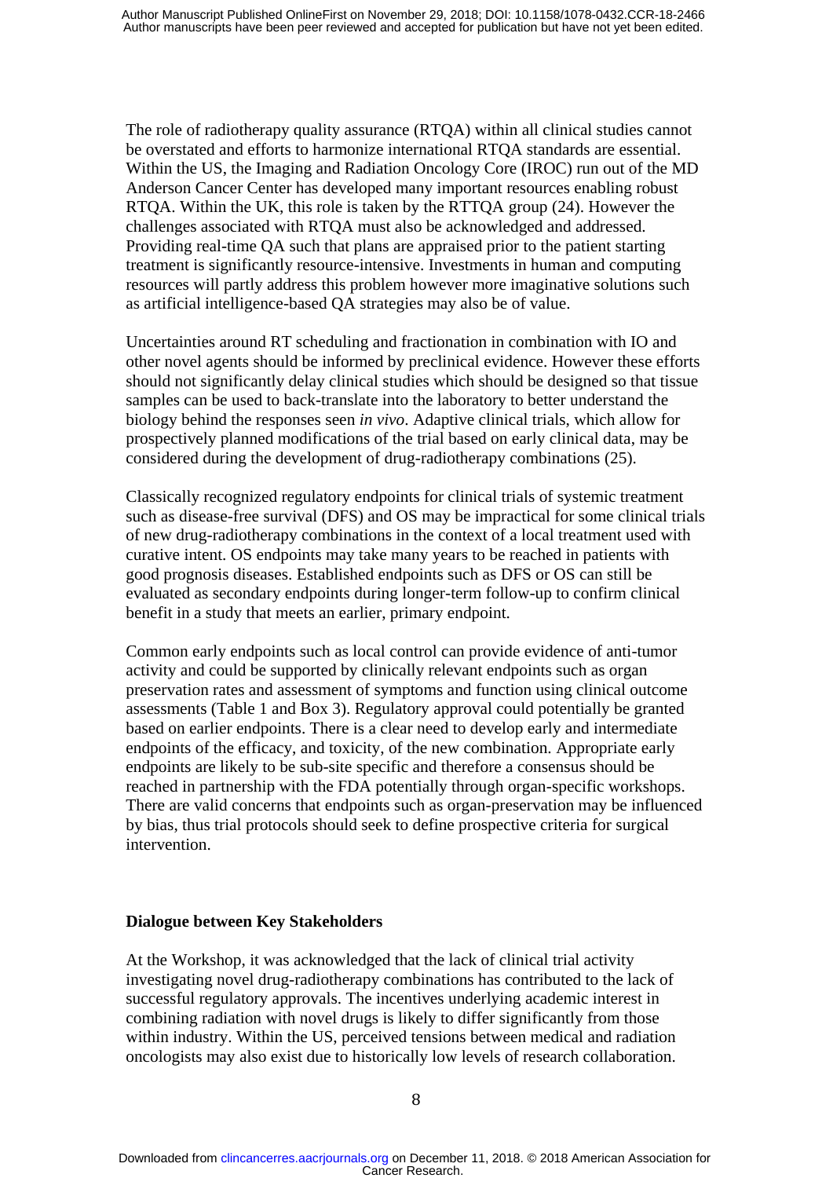The role of radiotherapy quality assurance (RTQA) within all clinical studies cannot be overstated and efforts to harmonize international RTQA standards are essential. Within the US, the Imaging and Radiation Oncology Core (IROC) run out of the MD Anderson Cancer Center has developed many important resources enabling robust RTQA. Within the UK, this role is taken by the RTTQA group (24). However the challenges associated with RTQA must also be acknowledged and addressed. Providing real-time QA such that plans are appraised prior to the patient starting treatment is significantly resource-intensive. Investments in human and computing resources will partly address this problem however more imaginative solutions such as artificial intelligence-based QA strategies may also be of value.

Uncertainties around RT scheduling and fractionation in combination with IO and other novel agents should be informed by preclinical evidence. However these efforts should not significantly delay clinical studies which should be designed so that tissue samples can be used to back-translate into the laboratory to better understand the biology behind the responses seen *in vivo*. Adaptive clinical trials, which allow for prospectively planned modifications of the trial based on early clinical data, may be considered during the development of drug-radiotherapy combinations (25).

Classically recognized regulatory endpoints for clinical trials of systemic treatment such as disease-free survival (DFS) and OS may be impractical for some clinical trials of new drug-radiotherapy combinations in the context of a local treatment used with curative intent. OS endpoints may take many years to be reached in patients with good prognosis diseases. Established endpoints such as DFS or OS can still be evaluated as secondary endpoints during longer-term follow-up to confirm clinical benefit in a study that meets an earlier, primary endpoint.

Common early endpoints such as local control can provide evidence of anti-tumor activity and could be supported by clinically relevant endpoints such as organ preservation rates and assessment of symptoms and function using clinical outcome assessments (Table 1 and Box 3). Regulatory approval could potentially be granted based on earlier endpoints. There is a clear need to develop early and intermediate endpoints of the efficacy, and toxicity, of the new combination. Appropriate early endpoints are likely to be sub-site specific and therefore a consensus should be reached in partnership with the FDA potentially through organ-specific workshops. There are valid concerns that endpoints such as organ-preservation may be influenced by bias, thus trial protocols should seek to define prospective criteria for surgical intervention.

**Dialogue between Key Stakeholders**

At the Workshop, it was acknowledged that the lack of clinical trial activity investigating novel drug-radiotherapy combinations has contributed to the lack of successful regulatory approvals. The incentives underlying academic interest in combining radiation with novel drugs is likely to differ significantly from those within industry. Within the US, perceived tensions between medical and radiation oncologists may also exist due to historically low levels of research collaboration.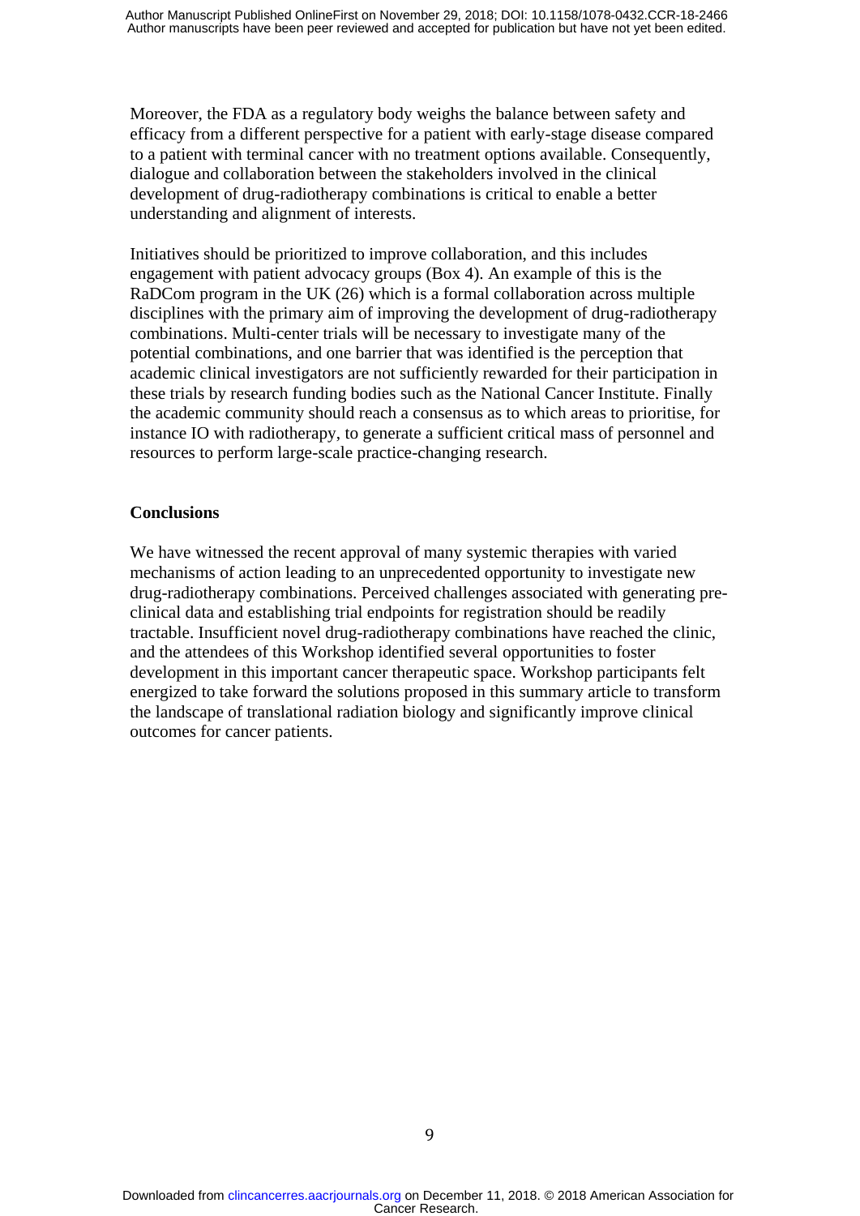Moreover, the FDA as a regulatory body weighs the balance between safety and efficacy from a different perspective for a patient with early-stage disease compared to a patient with terminal cancer with no treatment options available. Consequently, dialogue and collaboration between the stakeholders involved in the clinical development of drug-radiotherapy combinations is critical to enable a better understanding and alignment of interests.

Initiatives should be prioritized to improve collaboration, and this includes engagement with patient advocacy groups (Box 4). An example of this is the RaDCom program in the UK (26) which is a formal collaboration across multiple disciplines with the primary aim of improving the development of drug-radiotherapy combinations. Multi-center trials will be necessary to investigate many of the potential combinations, and one barrier that was identified is the perception that academic clinical investigators are not sufficiently rewarded for their participation in these trials by research funding bodies such as the National Cancer Institute. Finally the academic community should reach a consensus as to which areas to prioritise, for instance IO with radiotherapy, to generate a sufficient critical mass of personnel and resources to perform large-scale practice-changing research.

## Conclusions

We have witnessed the recent approval of many systemic therapies with varied mechanisms of action leading to an unprecedented opportunity to investigate new drug-radiotherapy combinations. Perceived challenges associated with generating pre-clinical data and establishing trial endpoints for registration should be readily tractable. Insufficient novel drug-radiotherapy combinations have reached the clinic, and the attendees of this Workshop identified several opportunities to foster development in this important cancer therapeutic space. Workshop participants felt energized to take forward the solutions proposed in this summary article to transform the landscape of translational radiation biology and significantly improve clinical outcomes for cancer patients.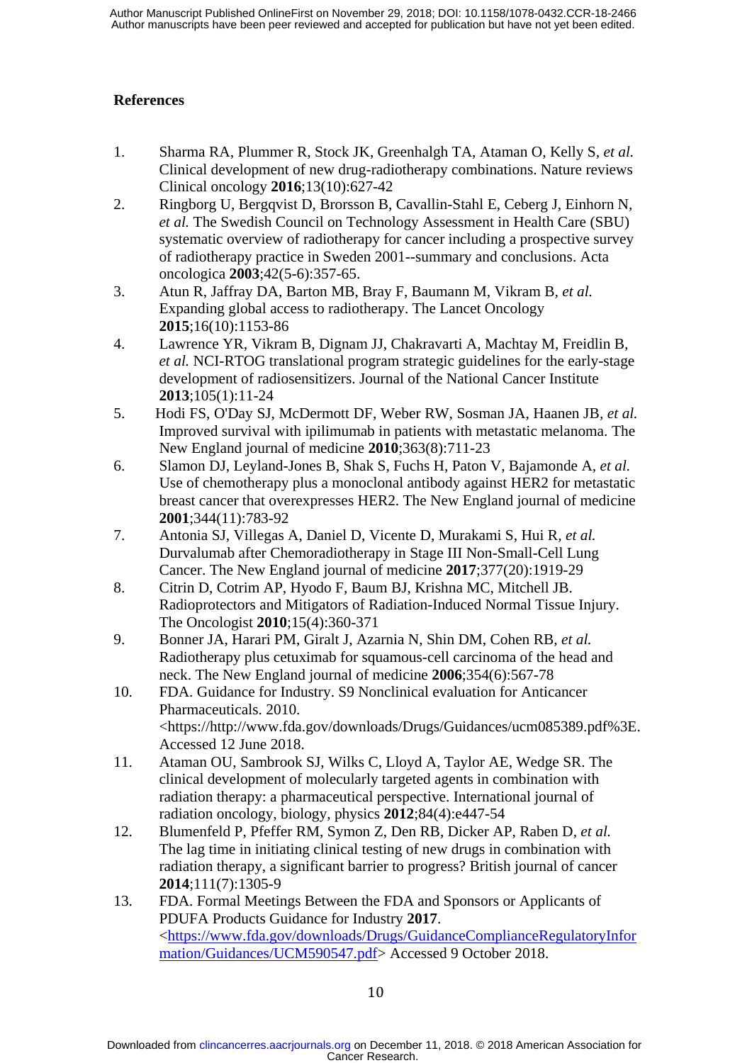# References

1. Sharma RA, Plummer R, Stock JK, Greenhalgh TA, Ataman O, Kelly S, *et al.* Clinical development of new drug-radiotherapy combinations. Nature reviews Clinical oncology **2016**;13(10):627-42
2. Ringborg U, Bergqvist D, Brorsson B, Cavallin-Stahl E, Ceberg J, Einhorn N, *et al.* The Swedish Council on Technology Assessment in Health Care (SBU) systematic overview of radiotherapy for cancer including a prospective survey of radiotherapy practice in Sweden 2001--summary and conclusions. Acta oncologica **2003**;42(5-6):357-65.
3. Atun R, Jaffray DA, Barton MB, Bray F, Baumann M, Vikram B, *et al.* Expanding global access to radiotherapy. The Lancet Oncology **2015**;16(10):1153-86
4. Lawrence YR, Vikram B, Dignam JJ, Chakravarti A, Machtay M, Freidlin B, *et al.* NCI-RTOG translational program strategic guidelines for the early-stage development of radiosensitizers. Journal of the National Cancer Institute **2013**;105(1):11-24
5. Hodi FS, O'Day SJ, McDermott DF, Weber RW, Sosman JA, Haanen JB, *et al.* Improved survival with ipilimumab in patients with metastatic melanoma. The New England journal of medicine **2010**;363(8):711-23
6. Slamon DJ, Leyland-Jones B, Shak S, Fuchs H, Paton V, Bajamonde A, *et al.* Use of chemotherapy plus a monoclonal antibody against HER2 for metastatic breast cancer that overexpresses HER2. The New England journal of medicine **2001**;344(11):783-92
7. Antonia SJ, Villegas A, Daniel D, Vicente D, Murakami S, Hui R, *et al.* Durvalumab after Chemoradiotherapy in Stage III Non-Small-Cell Lung Cancer. The New England journal of medicine **2017**;377(20):1919-29
8. Citrin D, Cotrim AP, Hyodo F, Baum BJ, Krishna MC, Mitchell JB. Radioprotectors and Mitigators of Radiation-Induced Normal Tissue Injury. The Oncologist **2010**;15(4):360-371
9. Bonner JA, Harari PM, Giralt J, Azarnia N, Shin DM, Cohen RB, *et al.* Radiotherapy plus cetuximab for squamous-cell carcinoma of the head and neck. The New England journal of medicine **2006**;354(6):567-78
10. FDA. Guidance for Industry. S9 Nonclinical evaluation for Anticancer Pharmaceuticals. 2010. <https://http://www.fda.gov/downloads/Drugs/Guidances/ucm085389.pdf%3E. Accessed 12 June 2018.
11. Ataman OU, Sambrook SJ, Wilks C, Lloyd A, Taylor AE, Wedge SR. The clinical development of molecularly targeted agents in combination with radiation therapy: a pharmaceutical perspective. International journal of radiation oncology, biology, physics **2012**;84(4):e447-54
12. Blumenfeld P, Pfeffer RM, Symon Z, Den RB, Dicker AP, Raben D, *et al.* The lag time in initiating clinical testing of new drugs in combination with radiation therapy, a significant barrier to progress? British journal of cancer **2014**;111(7):1305-9
13. FDA. Formal Meetings Between the FDA and Sponsors or Applicants of PDUFA Products Guidance for Industry **2017**. <https://www.fda.gov/downloads/Drugs/GuidanceComplianceRegulatoryInformation/Guidances/UCM590547.pdf> Accessed 9 October 2018.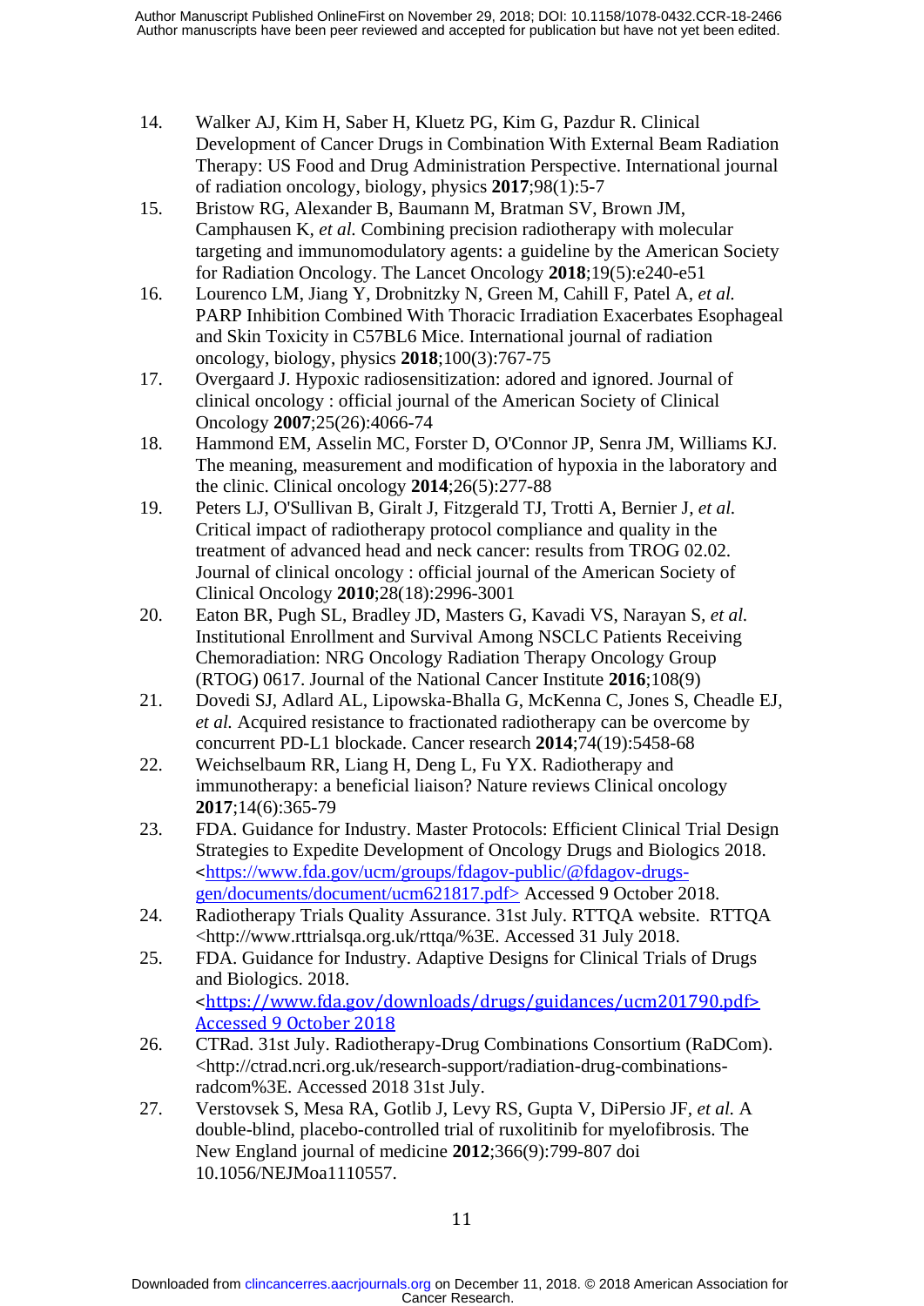14. Walker AJ, Kim H, Saber H, Kluetz PG, Kim G, Pazdur R. Clinical Development of Cancer Drugs in Combination With External Beam Radiation Therapy: US Food and Drug Administration Perspective. International journal of radiation oncology, biology, physics **2017**;98(1):5-7
15. Bristow RG, Alexander B, Baumann M, Bratman SV, Brown JM, Camphausen K, *et al.* Combining precision radiotherapy with molecular targeting and immunomodulatory agents: a guideline by the American Society for Radiation Oncology. The Lancet Oncology **2018**;19(5):e240-e51
16. Lourenco LM, Jiang Y, Drobnitzky N, Green M, Cahill F, Patel A, *et al.* PARP Inhibition Combined With Thoracic Irradiation Exacerbates Esophageal and Skin Toxicity in C57BL6 Mice. International journal of radiation oncology, biology, physics **2018**;100(3):767-75
17. Overgaard J. Hypoxic radiosensitization: adored and ignored. Journal of clinical oncology : official journal of the American Society of Clinical Oncology **2007**;25(26):4066-74
18. Hammond EM, Asselin MC, Forster D, O'Connor JP, Senra JM, Williams KJ. The meaning, measurement and modification of hypoxia in the laboratory and the clinic. Clinical oncology **2014**;26(5):277-88
19. Peters LJ, O'Sullivan B, Giralt J, Fitzgerald TJ, Trotti A, Bernier J, *et al.* Critical impact of radiotherapy protocol compliance and quality in the treatment of advanced head and neck cancer: results from TROG 02.02. Journal of clinical oncology : official journal of the American Society of Clinical Oncology **2010**;28(18):2996-3001
20. Eaton BR, Pugh SL, Bradley JD, Masters G, Kavadi VS, Narayan S, *et al.* Institutional Enrollment and Survival Among NSCLC Patients Receiving Chemoradiation: NRG Oncology Radiation Therapy Oncology Group (RTOG) 0617. Journal of the National Cancer Institute **2016**;108(9)
21. Dovedi SJ, Adlard AL, Lipowska-Bhalla G, McKenna C, Jones S, Cheadle EJ, *et al.* Acquired resistance to fractionated radiotherapy can be overcome by concurrent PD-L1 blockade. Cancer research **2014**;74(19):5458-68
22. Weichselbaum RR, Liang H, Deng L, Fu YX. Radiotherapy and immunotherapy: a beneficial liaison? Nature reviews Clinical oncology **2017**;14(6):365-79
23. FDA. Guidance for Industry. Master Protocols: Efficient Clinical Trial Design Strategies to Expedite Development of Oncology Drugs and Biologics 2018. <https://www.fda.gov/ucm/groups/fdagov-public/@fdagov-drugs-gen/documents/document/ucm621817.pdf> Accessed 9 October 2018.
24. Radiotherapy Trials Quality Assurance. 31st July. RTTQA website. RTTQA <http://www.rttrialsqa.org.uk/rttqa/%3E. Accessed 31 July 2018.
25. FDA. Guidance for Industry. Adaptive Designs for Clinical Trials of Drugs and Biologics. 2018. <https://www.fda.gov/downloads/drugs/guidances/ucm201790.pdf> Accessed 9 October 2018
26. CTRad. 31st July. Radiotherapy-Drug Combinations Consortium (RaDCom). <http://ctrad.ncri.org.uk/research-support/radiation-drug-combinations-radcom%3E. Accessed 2018 31st July.
27. Verstovsek S, Mesa RA, Gotlib J, Levy RS, Gupta V, DiPersio JF, *et al.* A double-blind, placebo-controlled trial of ruxolitinib for myelofibrosis. The New England journal of medicine **2012**;366(9):799-807 doi 10.1056/NEJMoa1110557.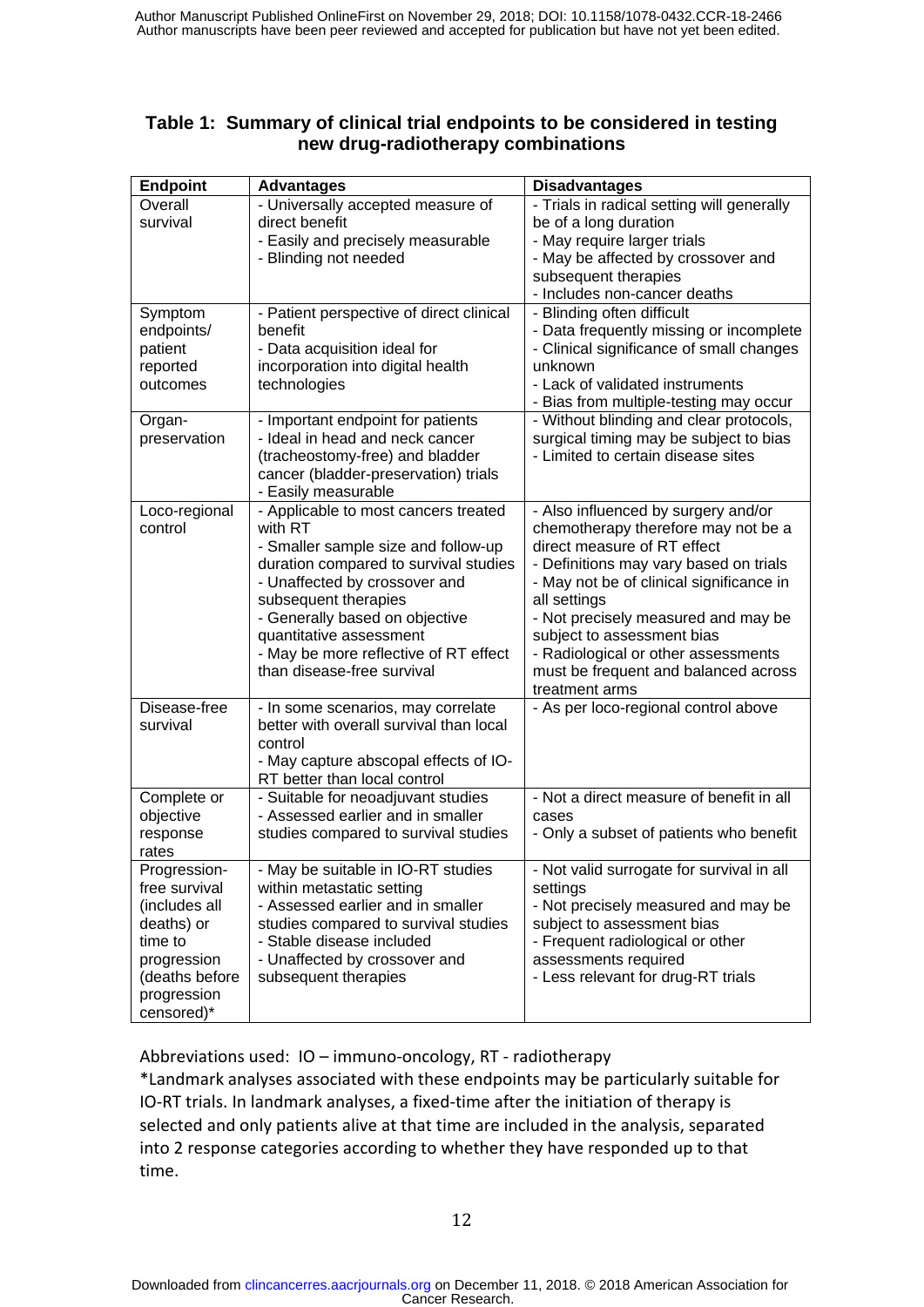**Table 1: Summary of clinical trial endpoints to be considered in testing new drug-radiotherapy combinations**

| Endpoint | Advantages | Disadvantages |
|---|---|---|
| Overall survival | - Universally accepted measure of direct benefit<br>- Easily and precisely measurable<br>- Blinding not needed | - Trials in radical setting will generally be of a long duration<br>- May require larger trials<br>- May be affected by crossover and subsequent therapies<br>- Includes non-cancer deaths |
| Symptom endpoints/ patient reported outcomes | - Patient perspective of direct clinical benefit<br>- Data acquisition ideal for incorporation into digital health technologies | - Blinding often difficult<br>- Data frequently missing or incomplete<br>- Clinical significance of small changes unknown<br>- Lack of validated instruments<br>- Bias from multiple-testing may occur |
| Organ-preservation | - Important endpoint for patients<br>- Ideal in head and neck cancer (tracheostomy-free) and bladder cancer (bladder-preservation) trials<br>- Easily measurable | - Without blinding and clear protocols, surgical timing may be subject to bias<br>- Limited to certain disease sites |
| Loco-regional control | - Applicable to most cancers treated with RT<br>- Smaller sample size and follow-up duration compared to survival studies<br>- Unaffected by crossover and subsequent therapies<br>- Generally based on objective quantitative assessment<br>- May be more reflective of RT effect than disease-free survival | - Also influenced by surgery and/or chemotherapy therefore may not be a direct measure of RT effect<br>- Definitions may vary based on trials<br>- May not be of clinical significance in all settings<br>- Not precisely measured and may be subject to assessment bias<br>- Radiological or other assessments must be frequent and balanced across treatment arms |
| Disease-free survival | - In some scenarios, may correlate better with overall survival than local control<br>- May capture abscopal effects of IO-RT better than local control | - As per loco-regional control above |
| Complete or objective response rates | - Suitable for neoadjuvant studies<br>- Assessed earlier and in smaller studies compared to survival studies | - Not a direct measure of benefit in all cases<br>- Only a subset of patients who benefit |
| Progression-free survival (includes all deaths) or time to progression (deaths before progression censored)* | - May be suitable in IO-RT studies within metastatic setting<br>- Assessed earlier and in smaller studies compared to survival studies<br>- Stable disease included<br>- Unaffected by crossover and subsequent therapies | - Not valid surrogate for survival in all settings<br>- Not precisely measured and may be subject to assessment bias<br>- Frequent radiological or other assessments required<br>- Less relevant for drug-RT trials |

Abbreviations used: IO – immuno-oncology, RT - radiotherapy

*Landmark analyses associated with these endpoints may be particularly suitable for IO-RT trials. In landmark analyses, a fixed-time after the initiation of therapy is selected and only patients alive at that time are included in the analysis, separated into 2 response categories according to whether they have responded up to that time.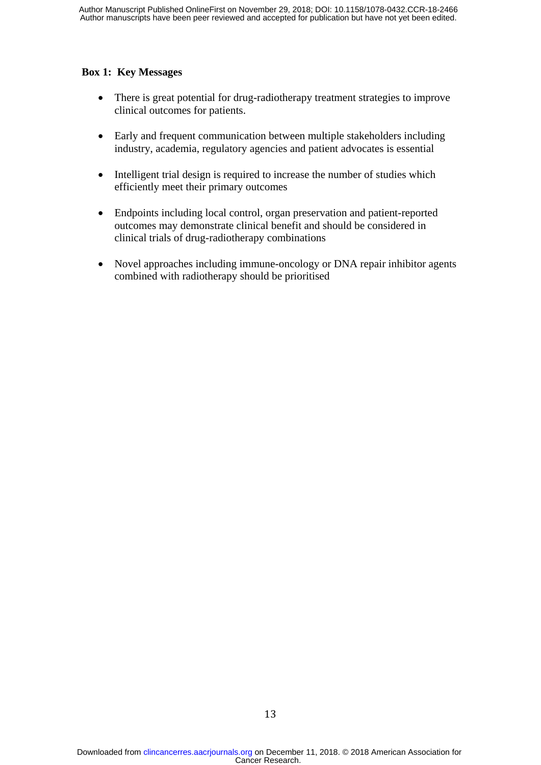**Box 1: Key Messages**

- There is great potential for drug-radiotherapy treatment strategies to improve clinical outcomes for patients.
- Early and frequent communication between multiple stakeholders including industry, academia, regulatory agencies and patient advocates is essential
- Intelligent trial design is required to increase the number of studies which efficiently meet their primary outcomes
- Endpoints including local control, organ preservation and patient-reported outcomes may demonstrate clinical benefit and should be considered in clinical trials of drug-radiotherapy combinations
- Novel approaches including immune-oncology or DNA repair inhibitor agents combined with radiotherapy should be prioritised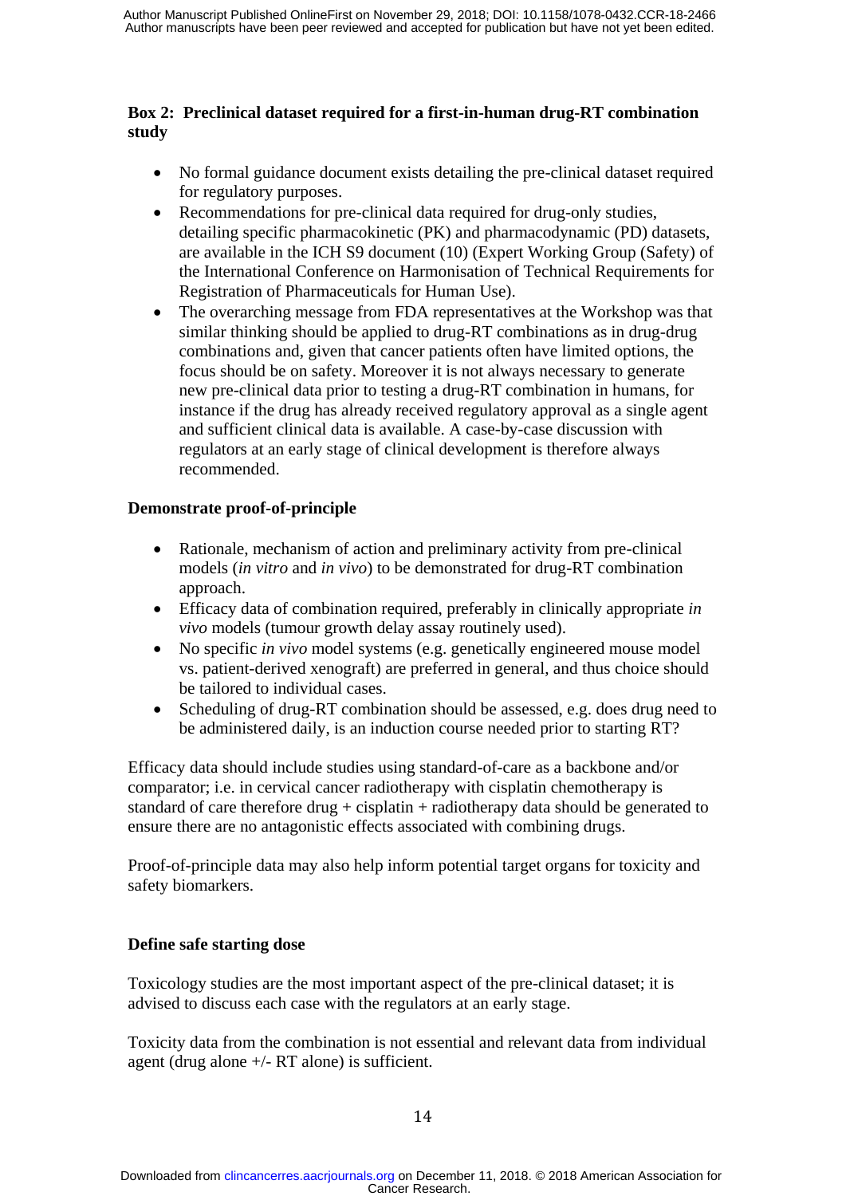**Box 2: Preclinical dataset required for a first-in-human drug-RT combination study**

- No formal guidance document exists detailing the pre-clinical dataset required for regulatory purposes.
- Recommendations for pre-clinical data required for drug-only studies, detailing specific pharmacokinetic (PK) and pharmacodynamic (PD) datasets, are available in the ICH S9 document (10) (Expert Working Group (Safety) of the International Conference on Harmonisation of Technical Requirements for Registration of Pharmaceuticals for Human Use).
- The overarching message from FDA representatives at the Workshop was that similar thinking should be applied to drug-RT combinations as in drug-drug combinations and, given that cancer patients often have limited options, the focus should be on safety. Moreover it is not always necessary to generate new pre-clinical data prior to testing a drug-RT combination in humans, for instance if the drug has already received regulatory approval as a single agent and sufficient clinical data is available. A case-by-case discussion with regulators at an early stage of clinical development is therefore always recommended.

**Demonstrate proof-of-principle**

- Rationale, mechanism of action and preliminary activity from pre-clinical models (*in vitro* and *in vivo*) to be demonstrated for drug-RT combination approach.
- Efficacy data of combination required, preferably in clinically appropriate *in vivo* models (tumour growth delay assay routinely used).
- No specific *in vivo* model systems (e.g. genetically engineered mouse model vs. patient-derived xenograft) are preferred in general, and thus choice should be tailored to individual cases.
- Scheduling of drug-RT combination should be assessed, e.g. does drug need to be administered daily, is an induction course needed prior to starting RT?

Efficacy data should include studies using standard-of-care as a backbone and/or comparator; i.e. in cervical cancer radiotherapy with cisplatin chemotherapy is standard of care therefore drug + cisplatin + radiotherapy data should be generated to ensure there are no antagonistic effects associated with combining drugs.

Proof-of-principle data may also help inform potential target organs for toxicity and safety biomarkers.

**Define safe starting dose**

Toxicology studies are the most important aspect of the pre-clinical dataset; it is advised to discuss each case with the regulators at an early stage.

Toxicity data from the combination is not essential and relevant data from individual agent (drug alone +/- RT alone) is sufficient.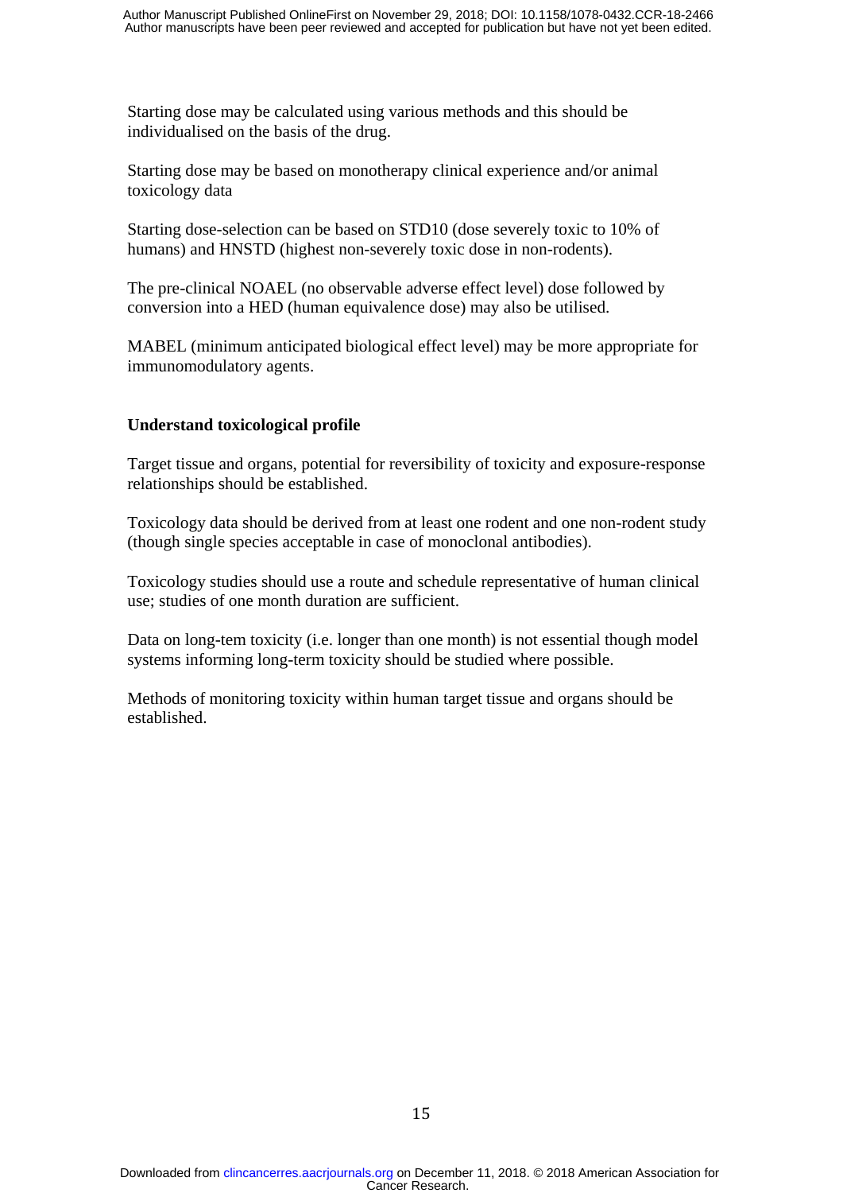Starting dose may be calculated using various methods and this should be individualised on the basis of the drug.

Starting dose may be based on monotherapy clinical experience and/or animal toxicology data

Starting dose-selection can be based on STD10 (dose severely toxic to 10% of humans) and HNSTD (highest non-severely toxic dose in non-rodents).

The pre-clinical NOAEL (no observable adverse effect level) dose followed by conversion into a HED (human equivalence dose) may also be utilised.

MABEL (minimum anticipated biological effect level) may be more appropriate for immunomodulatory agents.

**Understand toxicological profile**

Target tissue and organs, potential for reversibility of toxicity and exposure-response relationships should be established.

Toxicology data should be derived from at least one rodent and one non-rodent study (though single species acceptable in case of monoclonal antibodies).

Toxicology studies should use a route and schedule representative of human clinical use; studies of one month duration are sufficient.

Data on long-tem toxicity (i.e. longer than one month) is not essential though model systems informing long-term toxicity should be studied where possible.

Methods of monitoring toxicity within human target tissue and organs should be established.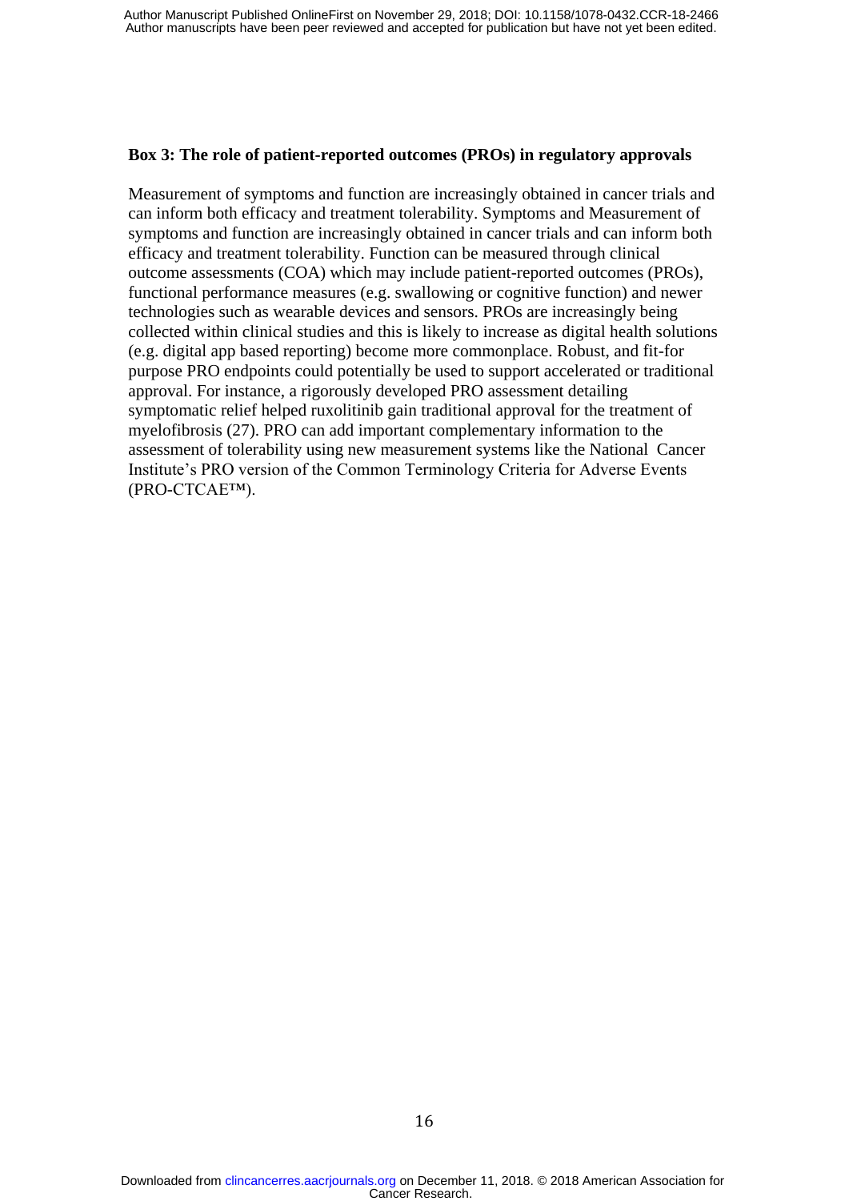**Box 3: The role of patient-reported outcomes (PROs) in regulatory approvals**

Measurement of symptoms and function are increasingly obtained in cancer trials and can inform both efficacy and treatment tolerability. Symptoms and Measurement of symptoms and function are increasingly obtained in cancer trials and can inform both efficacy and treatment tolerability. Function can be measured through clinical outcome assessments (COA) which may include patient-reported outcomes (PROs), functional performance measures (e.g. swallowing or cognitive function) and newer technologies such as wearable devices and sensors. PROs are increasingly being collected within clinical studies and this is likely to increase as digital health solutions (e.g. digital app based reporting) become more commonplace. Robust, and fit-for purpose PRO endpoints could potentially be used to support accelerated or traditional approval. For instance, a rigorously developed PRO assessment detailing symptomatic relief helped ruxolitinib gain traditional approval for the treatment of myelofibrosis (27). PRO can add important complementary information to the assessment of tolerability using new measurement systems like the National Cancer Institute's PRO version of the Common Terminology Criteria for Adverse Events (PRO-CTCAE™).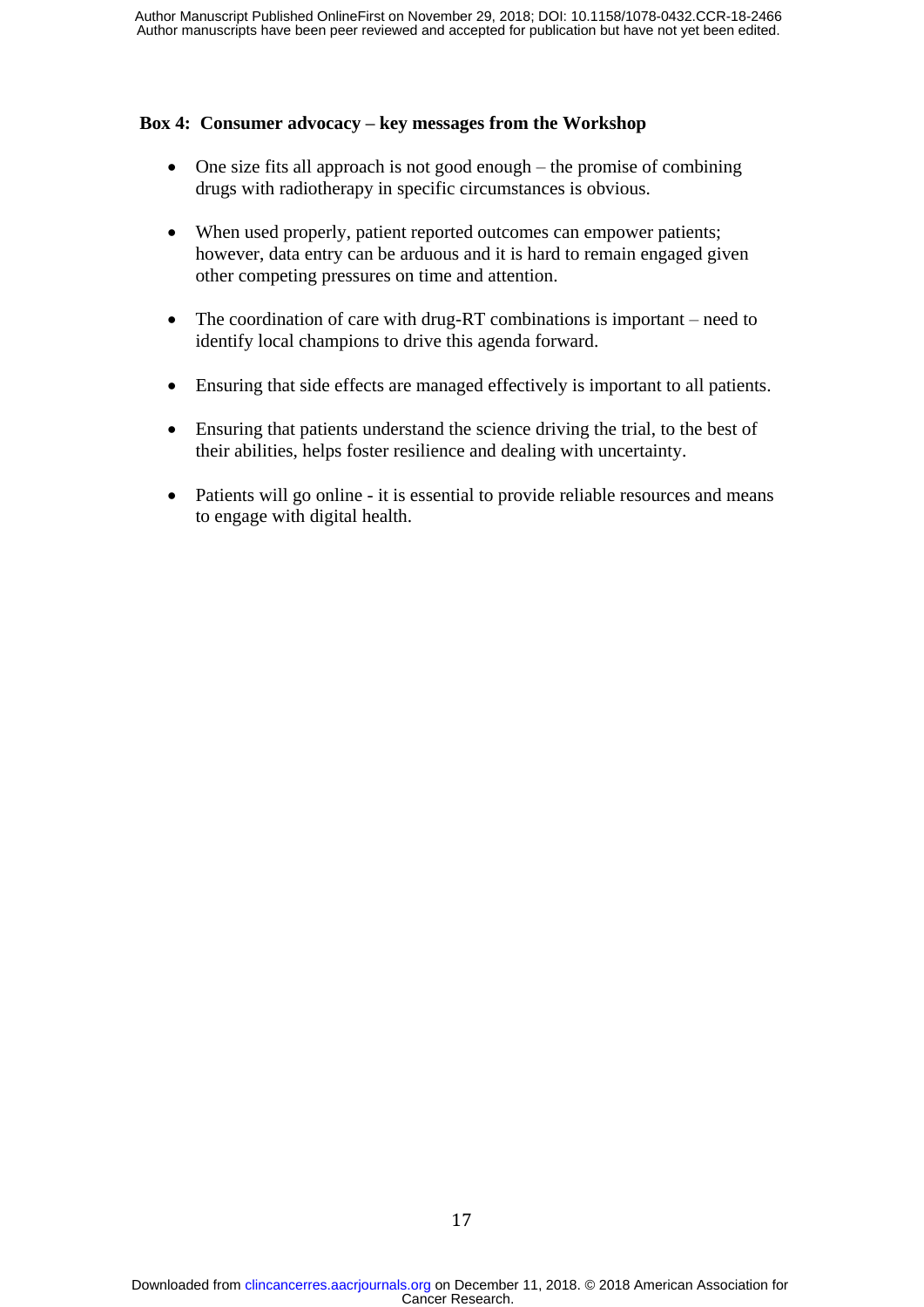**Box 4: Consumer advocacy – key messages from the Workshop**

- One size fits all approach is not good enough – the promise of combining drugs with radiotherapy in specific circumstances is obvious.

- When used properly, patient reported outcomes can empower patients; however, data entry can be arduous and it is hard to remain engaged given other competing pressures on time and attention.

- The coordination of care with drug-RT combinations is important – need to identify local champions to drive this agenda forward.

- Ensuring that side effects are managed effectively is important to all patients.

- Ensuring that patients understand the science driving the trial, to the best of their abilities, helps foster resilience and dealing with uncertainty.

- Patients will go online - it is essential to provide reliable resources and means to engage with digital health.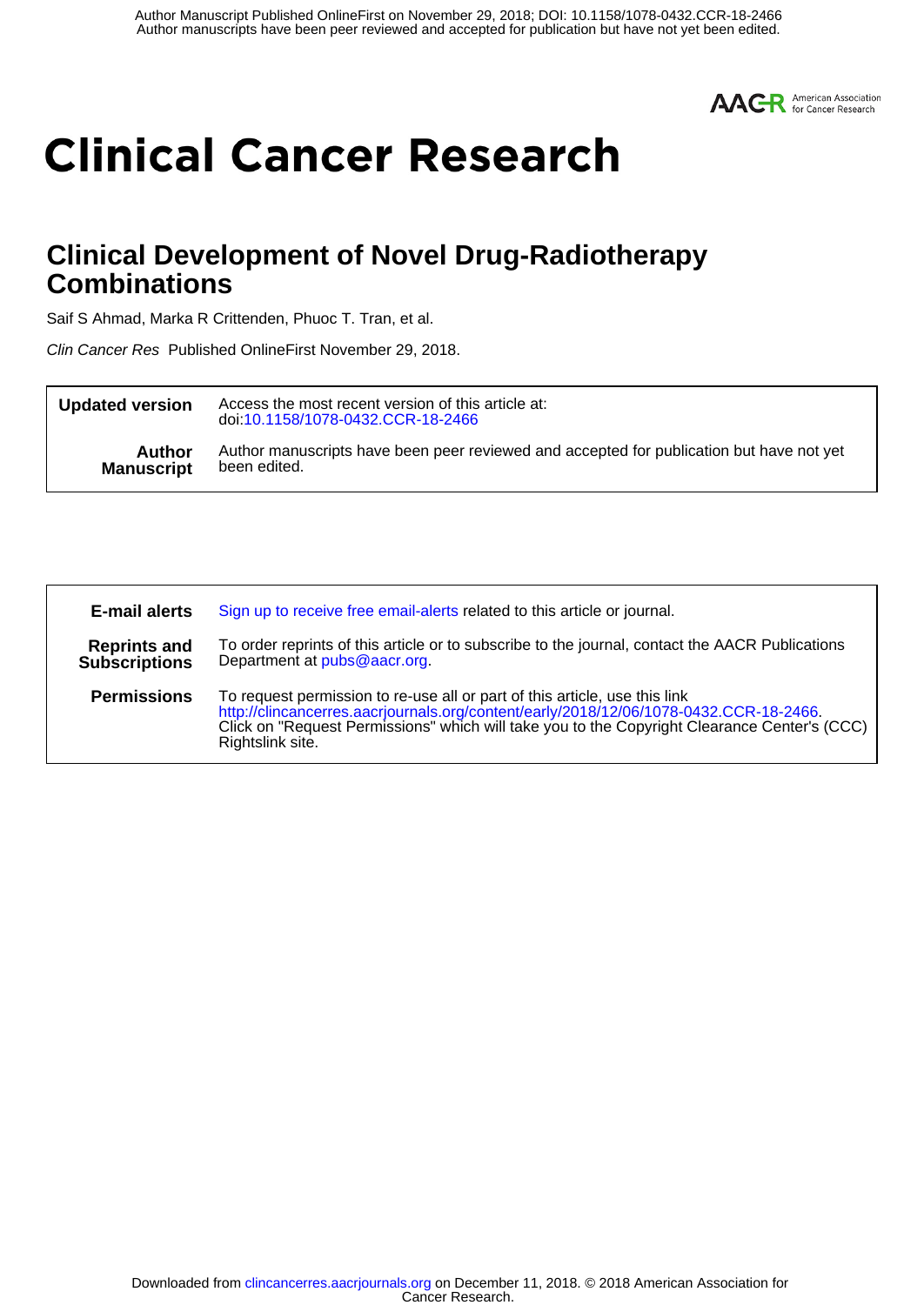Author Manuscript Published OnlineFirst on November 29, 2018; DOI: 10.1158/1078-0432.CCR-18-2466
Author manuscripts have been peer reviewed and accepted for publication but have not yet been edited.

# Clinical Cancer Research

## Clinical Development of Novel Drug-Radiotherapy Combinations

Saif S Ahmad, Marka R Crittenden, Phuoc T. Tran, et al.

*Clin Cancer Res* Published OnlineFirst November 29, 2018.

| | |
|---|---|
| **Updated version** | Access the most recent version of this article at: doi:10.1158/1078-0432.CCR-18-2466 |
| **Author Manuscript** | Author manuscripts have been peer reviewed and accepted for publication but have not yet been edited. |

| | |
|---|---|
| **E-mail alerts** | Sign up to receive free email-alerts related to this article or journal. |
| **Reprints and Subscriptions** | To order reprints of this article or to subscribe to the journal, contact the AACR Publications Department at pubs@aacr.org. |
| **Permissions** | To request permission to re-use all or part of this article, use this link http://clincancerres.aacrjournals.org/content/early/2018/12/06/1078-0432.CCR-18-2466. Click on "Request Permissions" which will take you to the Copyright Clearance Center's (CCC) Rightslink site. |

Downloaded from clincancerres.aacrjournals.org on December 11, 2018. © 2018 American Association for Cancer Research.